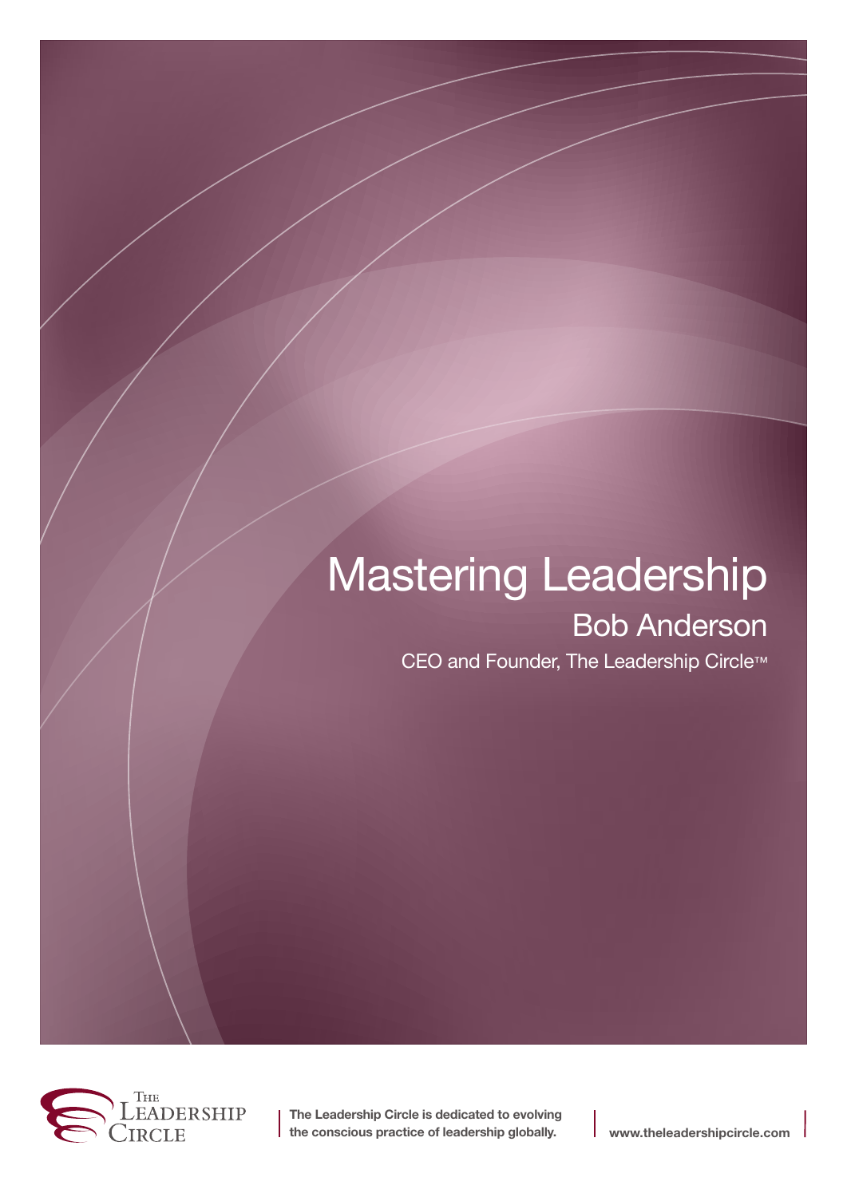# Mastering Leadership

## Bob Anderson

CEO and Founder, The Leadership Circle™

The Leadership Circle

**The Leadership Circle is dedicated to evolving the conscious practice of leadership globally.**

**www.theleadershipcircle.com**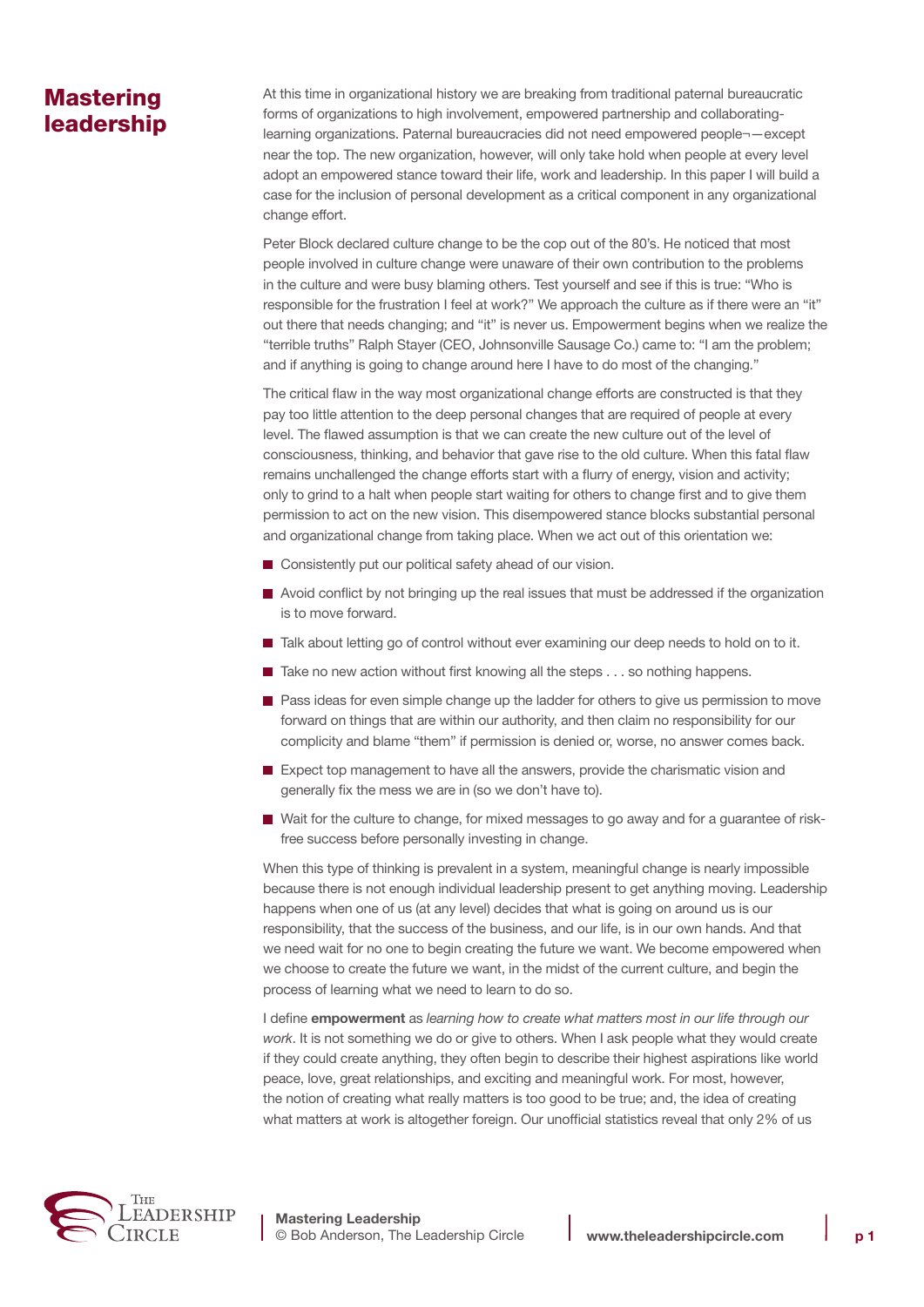# Mastering leadership

At this time in organizational history we are breaking from traditional paternal bureaucratic forms of organizations to high involvement, empowered partnership and collaborating-learning organizations. Paternal bureaucracies did not need empowered people¬—except near the top. The new organization, however, will only take hold when people at every level adopt an empowered stance toward their life, work and leadership. In this paper I will build a case for the inclusion of personal development as a critical component in any organizational change effort.

Peter Block declared culture change to be the cop out of the 80's. He noticed that most people involved in culture change were unaware of their own contribution to the problems in the culture and were busy blaming others. Test yourself and see if this is true: "Who is responsible for the frustration I feel at work?" We approach the culture as if there were an "it" out there that needs changing; and "it" is never us. Empowerment begins when we realize the "terrible truths" Ralph Stayer (CEO, Johnsonville Sausage Co.) came to: "I am the problem; and if anything is going to change around here I have to do most of the changing."

The critical flaw in the way most organizational change efforts are constructed is that they pay too little attention to the deep personal changes that are required of people at every level. The flawed assumption is that we can create the new culture out of the level of consciousness, thinking, and behavior that gave rise to the old culture. When this fatal flaw remains unchallenged the change efforts start with a flurry of energy, vision and activity; only to grind to a halt when people start waiting for others to change first and to give them permission to act on the new vision. This disempowered stance blocks substantial personal and organizational change from taking place. When we act out of this orientation we:

- Consistently put our political safety ahead of our vision.
- Avoid conflict by not bringing up the real issues that must be addressed if the organization is to move forward.
- Talk about letting go of control without ever examining our deep needs to hold on to it.
- Take no new action without first knowing all the steps . . . so nothing happens.
- Pass ideas for even simple change up the ladder for others to give us permission to move forward on things that are within our authority, and then claim no responsibility for our complicity and blame "them" if permission is denied or, worse, no answer comes back.
- Expect top management to have all the answers, provide the charismatic vision and generally fix the mess we are in (so we don't have to).
- Wait for the culture to change, for mixed messages to go away and for a guarantee of risk-free success before personally investing in change.

When this type of thinking is prevalent in a system, meaningful change is nearly impossible because there is not enough individual leadership present to get anything moving. Leadership happens when one of us (at any level) decides that what is going on around us is our responsibility, that the success of the business, and our life, is in our own hands. And that we need wait for no one to begin creating the future we want. We become empowered when we choose to create the future we want, in the midst of the current culture, and begin the process of learning what we need to learn to do so.

I define **empowerment** as *learning how to create what matters most in our life through our work*. It is not something we do or give to others. When I ask people what they would create if they could create anything, they often begin to describe their highest aspirations like world peace, love, great relationships, and exciting and meaningful work. For most, however, the notion of creating what really matters is too good to be true; and, the idea of creating what matters at work is altogether foreign. Our unofficial statistics reveal that only 2% of us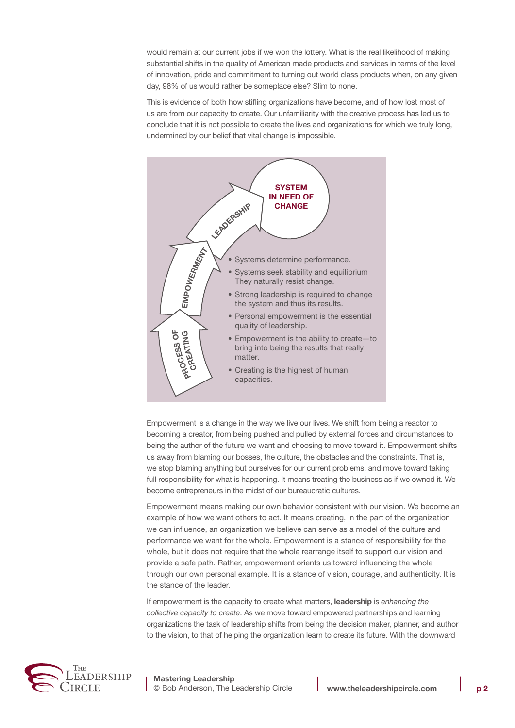would remain at our current jobs if we won the lottery. What is the real likelihood of making substantial shifts in the quality of American made products and services in terms of the level of innovation, pride and commitment to turning out world class products when, on any given day, 98% of us would rather be someplace else? Slim to none.

This is evidence of both how stifling organizations have become, and of how lost most of us are from our capacity to create. Our unfamiliarity with the creative process has led us to conclude that it is not possible to create the lives and organizations for which we truly long, undermined by our belief that vital change is impossible.

**SYSTEM IN NEED OF CHANGE**

LEADERSHIP

EMPOWERMENT

PROCESS OF CREATING

- Systems determine performance.
- Systems seek stability and equilibrium They naturally resist change.
- Strong leadership is required to change the system and thus its results.
- Personal empowerment is the essential quality of leadership.
- Empowerment is the ability to create—to bring into being the results that really matter.
- Creating is the highest of human capacities.

Empowerment is a change in the way we live our lives. We shift from being a reactor to becoming a creator, from being pushed and pulled by external forces and circumstances to being the author of the future we want and choosing to move toward it. Empowerment shifts us away from blaming our bosses, the culture, the obstacles and the constraints. That is, we stop blaming anything but ourselves for our current problems, and move toward taking full responsibility for what is happening. It means treating the business as if we owned it. We become entrepreneurs in the midst of our bureaucratic cultures.

Empowerment means making our own behavior consistent with our vision. We become an example of how we want others to act. It means creating, in the part of the organization we can influence, an organization we believe can serve as a model of the culture and performance we want for the whole. Empowerment is a stance of responsibility for the whole, but it does not require that the whole rearrange itself to support our vision and provide a safe path. Rather, empowerment orients us toward influencing the whole through our own personal example. It is a stance of vision, courage, and authenticity. It is the stance of the leader.

If empowerment is the capacity to create what matters, **leadership** is *enhancing the collective capacity to create*. As we move toward empowered partnerships and learning organizations the task of leadership shifts from being the decision maker, planner, and author to the vision, to that of helping the organization learn to create its future. With the downward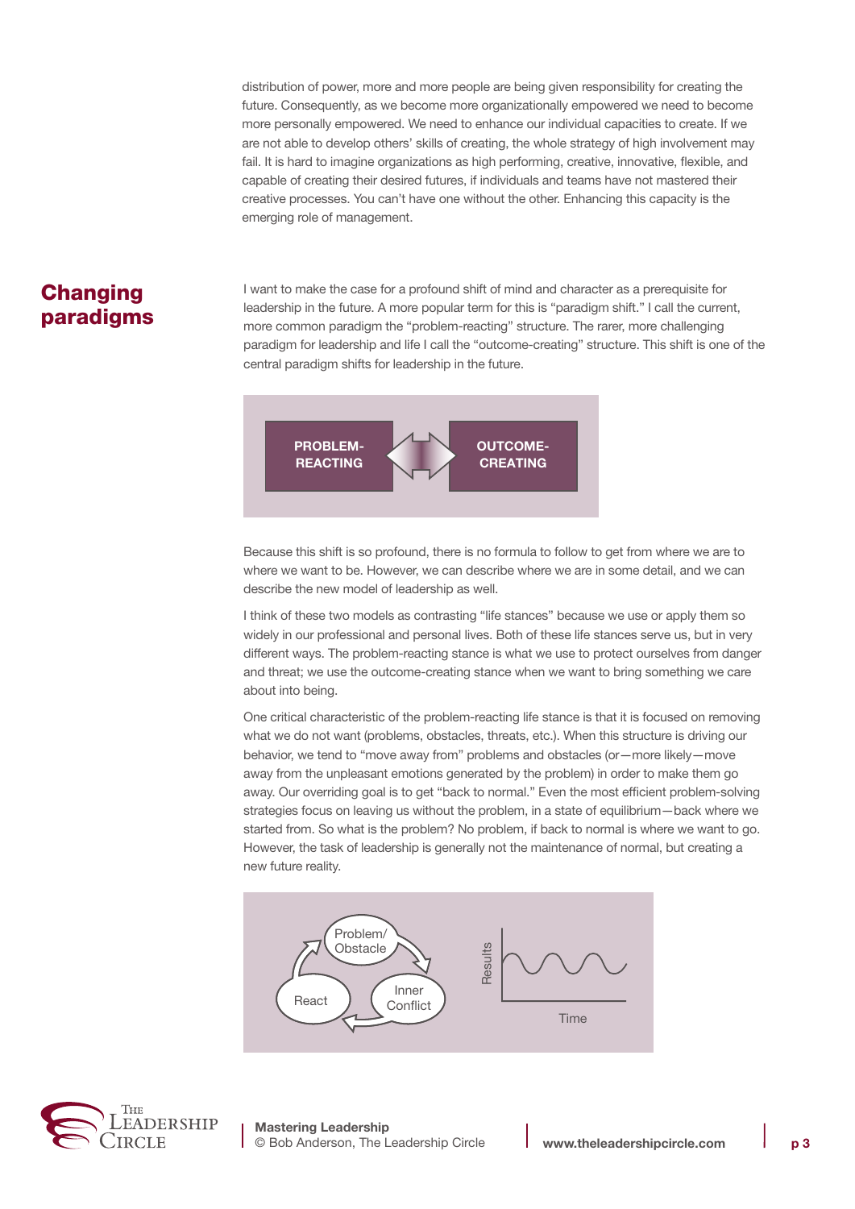distribution of power, more and more people are being given responsibility for creating the future. Consequently, as we become more organizationally empowered we need to become more personally empowered. We need to enhance our individual capacities to create. If we are not able to develop others' skills of creating, the whole strategy of high involvement may fail. It is hard to imagine organizations as high performing, creative, innovative, flexible, and capable of creating their desired futures, if individuals and teams have not mastered their creative processes. You can't have one without the other. Enhancing this capacity is the emerging role of management.

## Changing paradigms

I want to make the case for a profound shift of mind and character as a prerequisite for leadership in the future. A more popular term for this is "paradigm shift." I call the current, more common paradigm the "problem-reacting" structure. The rarer, more challenging paradigm for leadership and life I call the "outcome-creating" structure. This shift is one of the central paradigm shifts for leadership in the future.

PROBLEM-REACTING ⟷ OUTCOME-CREATING

Because this shift is so profound, there is no formula to follow to get from where we are to where we want to be. However, we can describe where we are in some detail, and we can describe the new model of leadership as well.

I think of these two models as contrasting "life stances" because we use or apply them so widely in our professional and personal lives. Both of these life stances serve us, but in very different ways. The problem-reacting stance is what we use to protect ourselves from danger and threat; we use the outcome-creating stance when we want to bring something we care about into being.

One critical characteristic of the problem-reacting life stance is that it is focused on removing what we do not want (problems, obstacles, threats, etc.). When this structure is driving our behavior, we tend to "move away from" problems and obstacles (or—more likely—move away from the unpleasant emotions generated by the problem) in order to make them go away. Our overriding goal is to get "back to normal." Even the most efficient problem-solving strategies focus on leaving us without the problem, in a state of equilibrium—back where we started from. So what is the problem? No problem, if back to normal is where we want to go. However, the task of leadership is generally not the maintenance of normal, but creating a new future reality.

Problem/Obstacle → Inner Conflict → React → Problem/Obstacle

Results / Time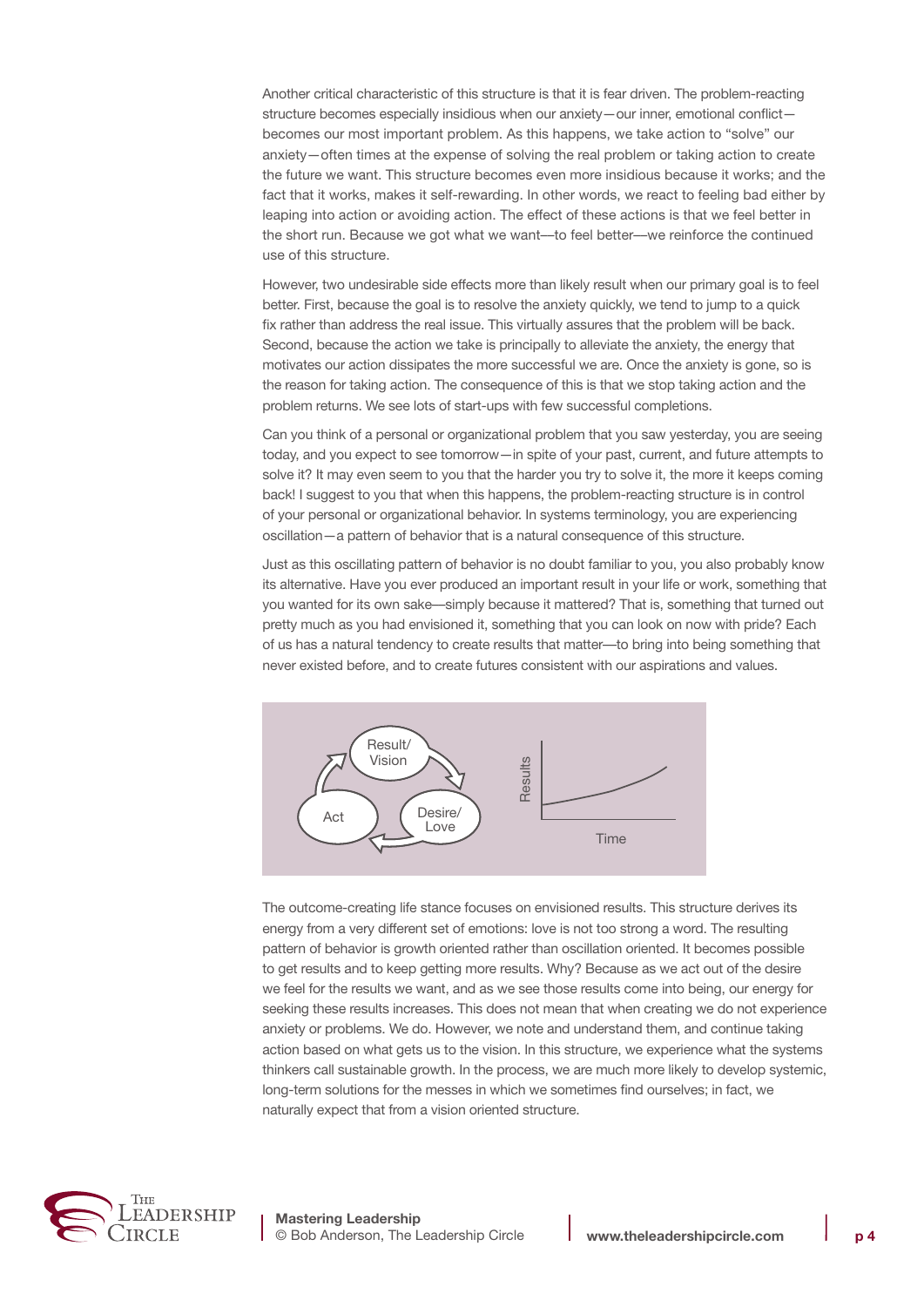Another critical characteristic of this structure is that it is fear driven. The problem-reacting structure becomes especially insidious when our anxiety—our inner, emotional conflict—becomes our most important problem. As this happens, we take action to "solve" our anxiety—often times at the expense of solving the real problem or taking action to create the future we want. This structure becomes even more insidious because it works; and the fact that it works, makes it self-rewarding. In other words, we react to feeling bad either by leaping into action or avoiding action. The effect of these actions is that we feel better in the short run. Because we got what we want—to feel better—we reinforce the continued use of this structure.

However, two undesirable side effects more than likely result when our primary goal is to feel better. First, because the goal is to resolve the anxiety quickly, we tend to jump to a quick fix rather than address the real issue. This virtually assures that the problem will be back. Second, because the action we take is principally to alleviate the anxiety, the energy that motivates our action dissipates the more successful we are. Once the anxiety is gone, so is the reason for taking action. The consequence of this is that we stop taking action and the problem returns. We see lots of start-ups with few successful completions.

Can you think of a personal or organizational problem that you saw yesterday, you are seeing today, and you expect to see tomorrow—in spite of your past, current, and future attempts to solve it? It may even seem to you that the harder you try to solve it, the more it keeps coming back! I suggest to you that when this happens, the problem-reacting structure is in control of your personal or organizational behavior. In systems terminology, you are experiencing oscillation—a pattern of behavior that is a natural consequence of this structure.

Just as this oscillating pattern of behavior is no doubt familiar to you, you also probably know its alternative. Have you ever produced an important result in your life or work, something that you wanted for its own sake—simply because it mattered? That is, something that turned out pretty much as you had envisioned it, something that you can look on now with pride? Each of us has a natural tendency to create results that matter—to bring into being something that never existed before, and to create futures consistent with our aspirations and values.

Result/Vision → Desire/Love → Act → Result/Vision

Results / Time

The outcome-creating life stance focuses on envisioned results. This structure derives its energy from a very different set of emotions: love is not too strong a word. The resulting pattern of behavior is growth oriented rather than oscillation oriented. It becomes possible to get results and to keep getting more results. Why? Because as we act out of the desire we feel for the results we want, and as we see those results come into being, our energy for seeking these results increases. This does not mean that when creating we do not experience anxiety or problems. We do. However, we note and understand them, and continue taking action based on what gets us to the vision. In this structure, we experience what the systems thinkers call sustainable growth. In the process, we are much more likely to develop systemic, long-term solutions for the messes in which we sometimes find ourselves; in fact, we naturally expect that from a vision oriented structure.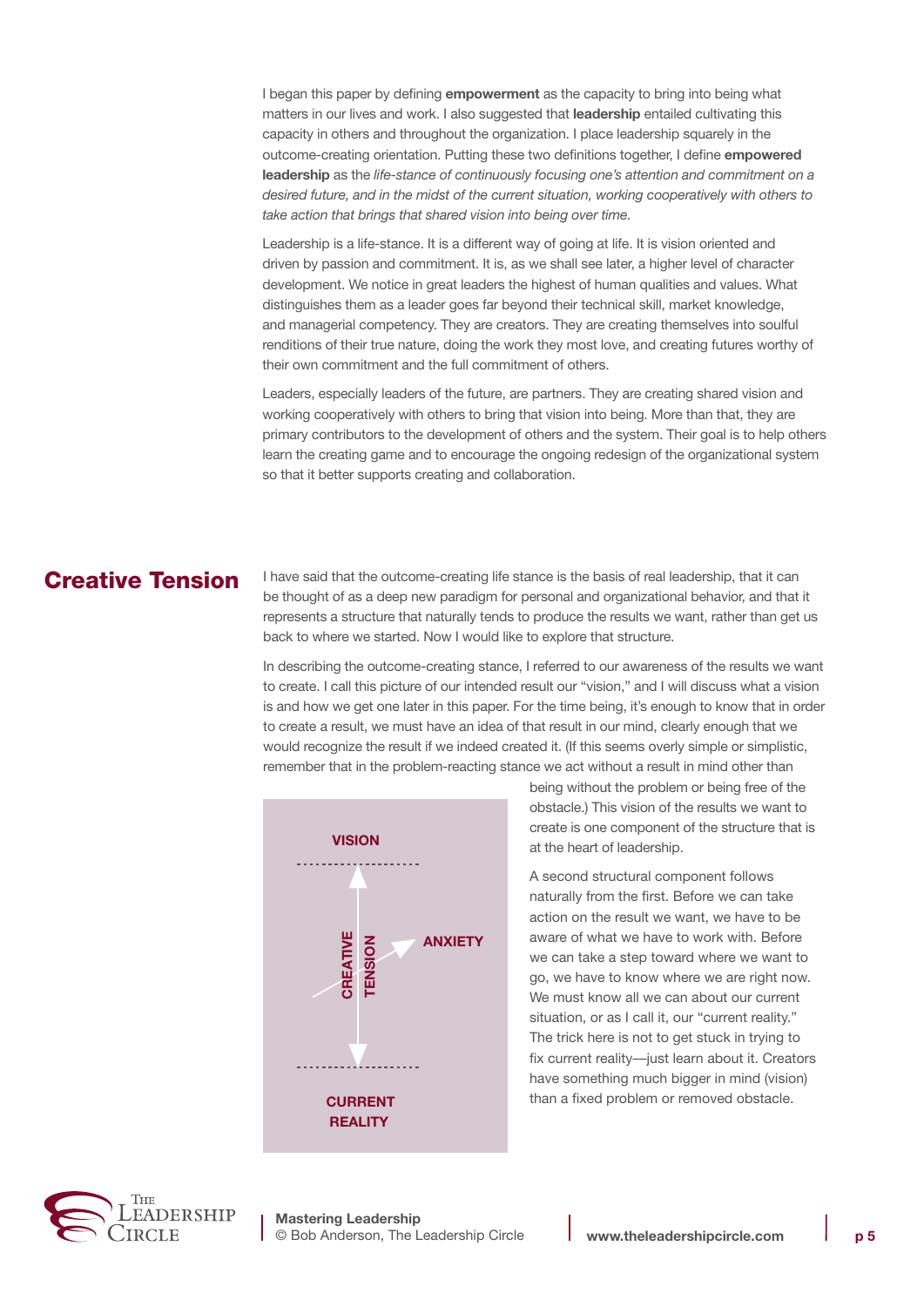I began this paper by defining **empowerment** as the capacity to bring into being what matters in our lives and work. I also suggested that **leadership** entailed cultivating this capacity in others and throughout the organization. I place leadership squarely in the outcome-creating orientation. Putting these two definitions together, I define **empowered leadership** as the *life-stance of continuously focusing one's attention and commitment on a desired future, and in the midst of the current situation, working cooperatively with others to take action that brings that shared vision into being over time.*

Leadership is a life-stance. It is a different way of going at life. It is vision oriented and driven by passion and commitment. It is, as we shall see later, a higher level of character development. We notice in great leaders the highest of human qualities and values. What distinguishes them as a leader goes far beyond their technical skill, market knowledge, and managerial competency. They are creators. They are creating themselves into soulful renditions of their true nature, doing the work they most love, and creating futures worthy of their own commitment and the full commitment of others.

Leaders, especially leaders of the future, are partners. They are creating shared vision and working cooperatively with others to bring that vision into being. More than that, they are primary contributors to the development of others and the system. Their goal is to help others learn the creating game and to encourage the ongoing redesign of the organizational system so that it better supports creating and collaboration.

## Creative Tension

I have said that the outcome-creating life stance is the basis of real leadership, that it can be thought of as a deep new paradigm for personal and organizational behavior, and that it represents a structure that naturally tends to produce the results we want, rather than get us back to where we started. Now I would like to explore that structure.

In describing the outcome-creating stance, I referred to our awareness of the results we want to create. I call this picture of our intended result our "vision," and I will discuss what a vision is and how we get one later in this paper. For the time being, it's enough to know that in order to create a result, we must have an idea of that result in our mind, clearly enough that we would recognize the result if we indeed created it. (If this seems overly simple or simplistic, remember that in the problem-reacting stance we act without a result in mind other than being without the problem or being free of the obstacle.) This vision of the results we want to create is one component of the structure that is at the heart of leadership.

VISION

CREATIVE TENSION

ANXIETY

CURRENT REALITY

A second structural component follows naturally from the first. Before we can take action on the result we want, we have to be aware of what we have to work with. Before we can take a step toward where we want to go, we have to know where we are right now. We must know all we can about our current situation, or as I call it, our "current reality." The trick here is not to get stuck in trying to fix current reality—just learn about it. Creators have something much bigger in mind (vision) than a fixed problem or removed obstacle.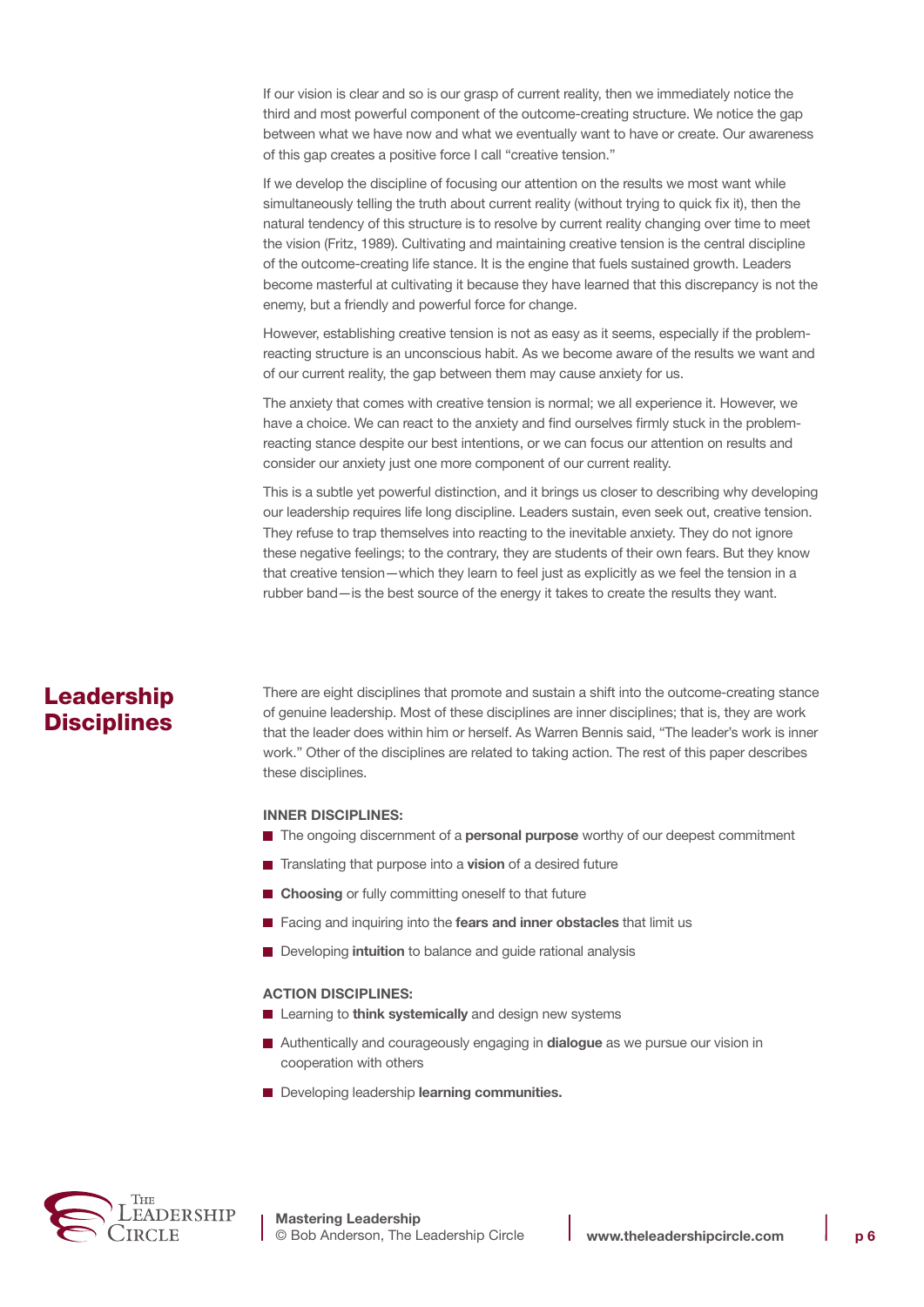If our vision is clear and so is our grasp of current reality, then we immediately notice the third and most powerful component of the outcome-creating structure. We notice the gap between what we have now and what we eventually want to have or create. Our awareness of this gap creates a positive force I call "creative tension."

If we develop the discipline of focusing our attention on the results we most want while simultaneously telling the truth about current reality (without trying to quick fix it), then the natural tendency of this structure is to resolve by current reality changing over time to meet the vision (Fritz, 1989). Cultivating and maintaining creative tension is the central discipline of the outcome-creating life stance. It is the engine that fuels sustained growth. Leaders become masterful at cultivating it because they have learned that this discrepancy is not the enemy, but a friendly and powerful force for change.

However, establishing creative tension is not as easy as it seems, especially if the problem-reacting structure is an unconscious habit. As we become aware of the results we want and of our current reality, the gap between them may cause anxiety for us.

The anxiety that comes with creative tension is normal; we all experience it. However, we have a choice. We can react to the anxiety and find ourselves firmly stuck in the problem-reacting stance despite our best intentions, or we can focus our attention on results and consider our anxiety just one more component of our current reality.

This is a subtle yet powerful distinction, and it brings us closer to describing why developing our leadership requires life long discipline. Leaders sustain, even seek out, creative tension. They refuse to trap themselves into reacting to the inevitable anxiety. They do not ignore these negative feelings; to the contrary, they are students of their own fears. But they know that creative tension—which they learn to feel just as explicitly as we feel the tension in a rubber band—is the best source of the energy it takes to create the results they want.

## Leadership Disciplines

There are eight disciplines that promote and sustain a shift into the outcome-creating stance of genuine leadership. Most of these disciplines are inner disciplines; that is, they are work that the leader does within him or herself. As Warren Bennis said, "The leader's work is inner work." Other of the disciplines are related to taking action. The rest of this paper describes these disciplines.

**INNER DISCIPLINES:**

- The ongoing discernment of a **personal purpose** worthy of our deepest commitment
- Translating that purpose into a **vision** of a desired future
- **Choosing** or fully committing oneself to that future
- Facing and inquiring into the **fears and inner obstacles** that limit us
- Developing **intuition** to balance and guide rational analysis

**ACTION DISCIPLINES:**

- Learning to **think systemically** and design new systems
- Authentically and courageously engaging in **dialogue** as we pursue our vision in cooperation with others
- Developing leadership **learning communities.**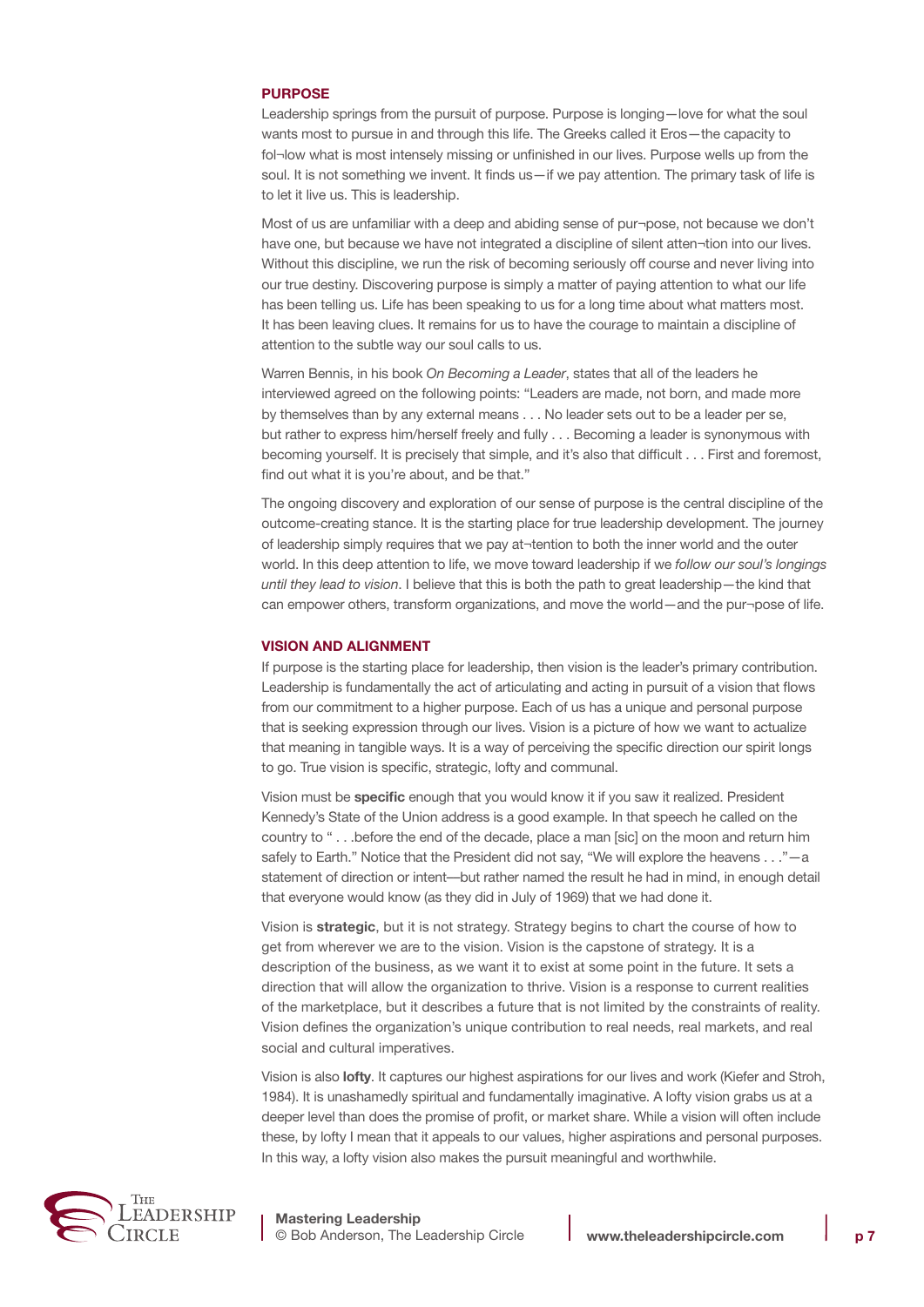## PURPOSE

Leadership springs from the pursuit of purpose. Purpose is longing—love for what the soul wants most to pursue in and through this life. The Greeks called it Eros—the capacity to fol¬low what is most intensely missing or unfinished in our lives. Purpose wells up from the soul. It is not something we invent. It finds us—if we pay attention. The primary task of life is to let it live us. This is leadership.

Most of us are unfamiliar with a deep and abiding sense of pur¬pose, not because we don't have one, but because we have not integrated a discipline of silent atten¬tion into our lives. Without this discipline, we run the risk of becoming seriously off course and never living into our true destiny. Discovering purpose is simply a matter of paying attention to what our life has been telling us. Life has been speaking to us for a long time about what matters most. It has been leaving clues. It remains for us to have the courage to maintain a discipline of attention to the subtle way our soul calls to us.

Warren Bennis, in his book *On Becoming a Leader*, states that all of the leaders he interviewed agreed on the following points: "Leaders are made, not born, and made more by themselves than by any external means . . . No leader sets out to be a leader per se, but rather to express him/herself freely and fully . . . Becoming a leader is synonymous with becoming yourself. It is precisely that simple, and it's also that difficult . . . First and foremost, find out what it is you're about, and be that."

The ongoing discovery and exploration of our sense of purpose is the central discipline of the outcome-creating stance. It is the starting place for true leadership development. The journey of leadership simply requires that we pay at¬tention to both the inner world and the outer world. In this deep attention to life, we move toward leadership if we *follow our soul's longings until they lead to vision*. I believe that this is both the path to great leadership—the kind that can empower others, transform organizations, and move the world—and the pur¬pose of life.

## VISION AND ALIGNMENT

If purpose is the starting place for leadership, then vision is the leader's primary contribution. Leadership is fundamentally the act of articulating and acting in pursuit of a vision that flows from our commitment to a higher purpose. Each of us has a unique and personal purpose that is seeking expression through our lives. Vision is a picture of how we want to actualize that meaning in tangible ways. It is a way of perceiving the specific direction our spirit longs to go. True vision is specific, strategic, lofty and communal.

Vision must be **specific** enough that you would know it if you saw it realized. President Kennedy's State of the Union address is a good example. In that speech he called on the country to " . . .before the end of the decade, place a man [sic] on the moon and return him safely to Earth." Notice that the President did not say, "We will explore the heavens . . ."—a statement of direction or intent—but rather named the result he had in mind, in enough detail that everyone would know (as they did in July of 1969) that we had done it.

Vision is **strategic**, but it is not strategy. Strategy begins to chart the course of how to get from wherever we are to the vision. Vision is the capstone of strategy. It is a description of the business, as we want it to exist at some point in the future. It sets a direction that will allow the organization to thrive. Vision is a response to current realities of the marketplace, but it describes a future that is not limited by the constraints of reality. Vision defines the organization's unique contribution to real needs, real markets, and real social and cultural imperatives.

Vision is also **lofty**. It captures our highest aspirations for our lives and work (Kiefer and Stroh, 1984). It is unashamedly spiritual and fundamentally imaginative. A lofty vision grabs us at a deeper level than does the promise of profit, or market share. While a vision will often include these, by lofty I mean that it appeals to our values, higher aspirations and personal purposes. In this way, a lofty vision also makes the pursuit meaningful and worthwhile.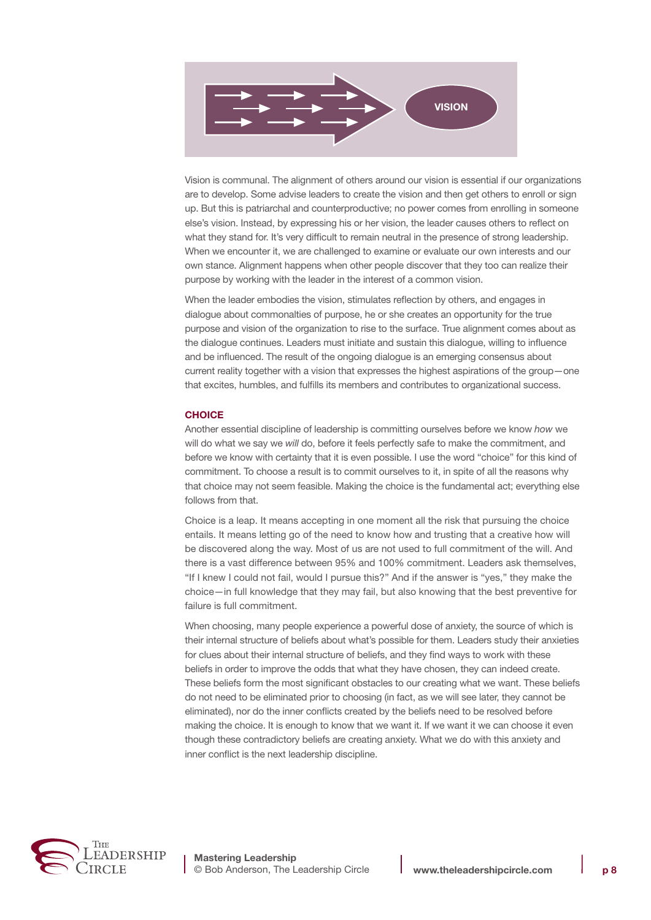VISION

Vision is communal. The alignment of others around our vision is essential if our organizations are to develop. Some advise leaders to create the vision and then get others to enroll or sign up. But this is patriarchal and counterproductive; no power comes from enrolling in someone else's vision. Instead, by expressing his or her vision, the leader causes others to reflect on what they stand for. It's very difficult to remain neutral in the presence of strong leadership. When we encounter it, we are challenged to examine or evaluate our own interests and our own stance. Alignment happens when other people discover that they too can realize their purpose by working with the leader in the interest of a common vision.

When the leader embodies the vision, stimulates reflection by others, and engages in dialogue about commonalties of purpose, he or she creates an opportunity for the true purpose and vision of the organization to rise to the surface. True alignment comes about as the dialogue continues. Leaders must initiate and sustain this dialogue, willing to influence and be influenced. The result of the ongoing dialogue is an emerging consensus about current reality together with a vision that expresses the highest aspirations of the group—one that excites, humbles, and fulfills its members and contributes to organizational success.

## CHOICE

Another essential discipline of leadership is committing ourselves before we know *how* we will do what we say we *will* do, before it feels perfectly safe to make the commitment, and before we know with certainty that it is even possible. I use the word "choice" for this kind of commitment. To choose a result is to commit ourselves to it, in spite of all the reasons why that choice may not seem feasible. Making the choice is the fundamental act; everything else follows from that.

Choice is a leap. It means accepting in one moment all the risk that pursuing the choice entails. It means letting go of the need to know how and trusting that a creative how will be discovered along the way. Most of us are not used to full commitment of the will. And there is a vast difference between 95% and 100% commitment. Leaders ask themselves, "If I knew I could not fail, would I pursue this?" And if the answer is "yes," they make the choice—in full knowledge that they may fail, but also knowing that the best preventive for failure is full commitment.

When choosing, many people experience a powerful dose of anxiety, the source of which is their internal structure of beliefs about what's possible for them. Leaders study their anxieties for clues about their internal structure of beliefs, and they find ways to work with these beliefs in order to improve the odds that what they have chosen, they can indeed create. These beliefs form the most significant obstacles to our creating what we want. These beliefs do not need to be eliminated prior to choosing (in fact, as we will see later, they cannot be eliminated), nor do the inner conflicts created by the beliefs need to be resolved before making the choice. It is enough to know that we want it. If we want it we can choose it even though these contradictory beliefs are creating anxiety. What we do with this anxiety and inner conflict is the next leadership discipline.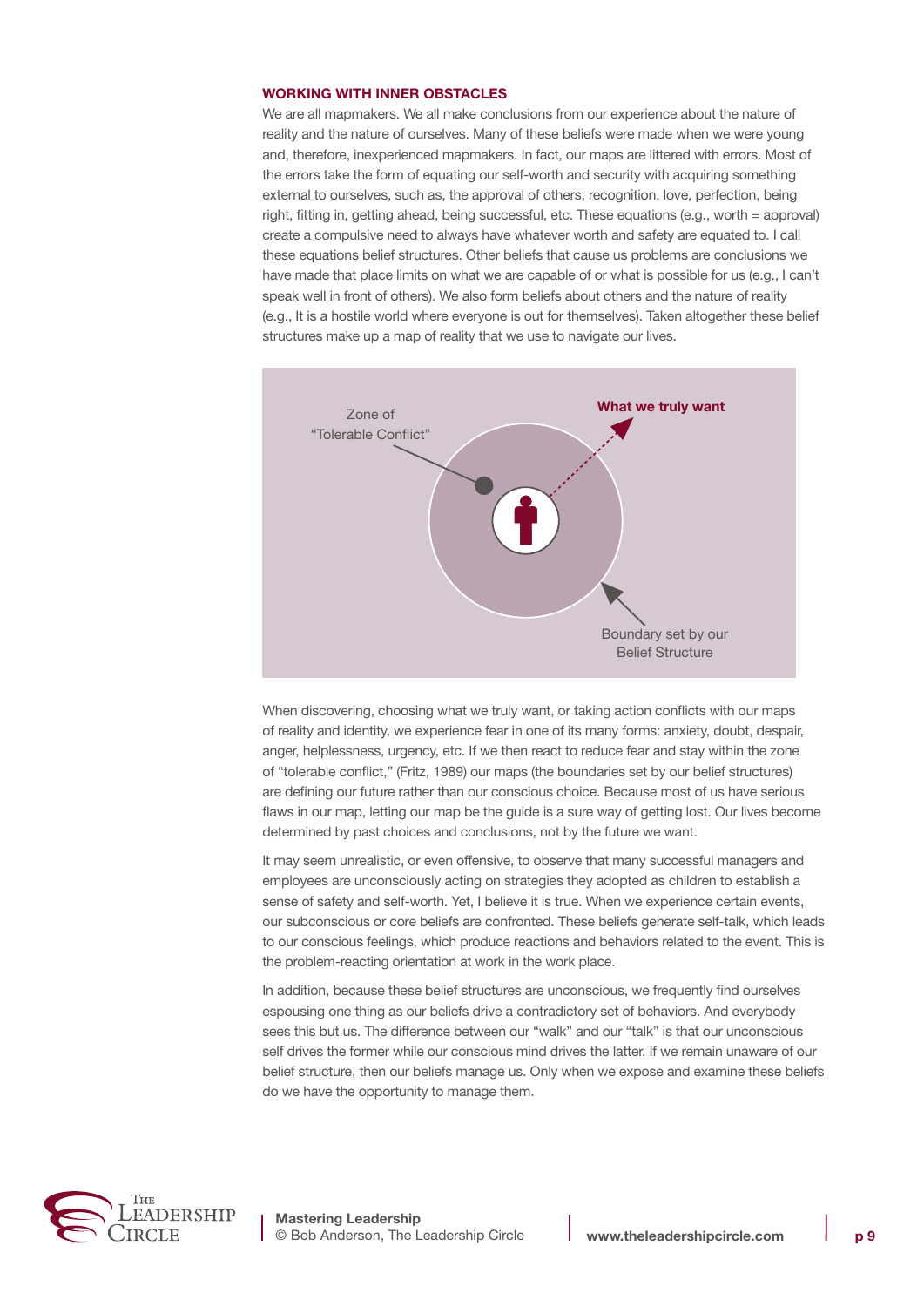## WORKING WITH INNER OBSTACLES

We are all mapmakers. We all make conclusions from our experience about the nature of reality and the nature of ourselves. Many of these beliefs were made when we were young and, therefore, inexperienced mapmakers. In fact, our maps are littered with errors. Most of the errors take the form of equating our self-worth and security with acquiring something external to ourselves, such as, the approval of others, recognition, love, perfection, being right, fitting in, getting ahead, being successful, etc. These equations (e.g., worth = approval) create a compulsive need to always have whatever worth and safety are equated to. I call these equations belief structures. Other beliefs that cause us problems are conclusions we have made that place limits on what we are capable of or what is possible for us (e.g., I can't speak well in front of others). We also form beliefs about others and the nature of reality (e.g., It is a hostile world where everyone is out for themselves). Taken altogether these belief structures make up a map of reality that we use to navigate our lives.

Zone of "Tolerable Conflict"

**What we truly want**

Boundary set by our Belief Structure

When discovering, choosing what we truly want, or taking action conflicts with our maps of reality and identity, we experience fear in one of its many forms: anxiety, doubt, despair, anger, helplessness, urgency, etc. If we then react to reduce fear and stay within the zone of "tolerable conflict," (Fritz, 1989) our maps (the boundaries set by our belief structures) are defining our future rather than our conscious choice. Because most of us have serious flaws in our map, letting our map be the guide is a sure way of getting lost. Our lives become determined by past choices and conclusions, not by the future we want.

It may seem unrealistic, or even offensive, to observe that many successful managers and employees are unconsciously acting on strategies they adopted as children to establish a sense of safety and self-worth. Yet, I believe it is true. When we experience certain events, our subconscious or core beliefs are confronted. These beliefs generate self-talk, which leads to our conscious feelings, which produce reactions and behaviors related to the event. This is the problem-reacting orientation at work in the work place.

In addition, because these belief structures are unconscious, we frequently find ourselves espousing one thing as our beliefs drive a contradictory set of behaviors. And everybody sees this but us. The difference between our "walk" and our "talk" is that our unconscious self drives the former while our conscious mind drives the latter. If we remain unaware of our belief structure, then our beliefs manage us. Only when we expose and examine these beliefs do we have the opportunity to manage them.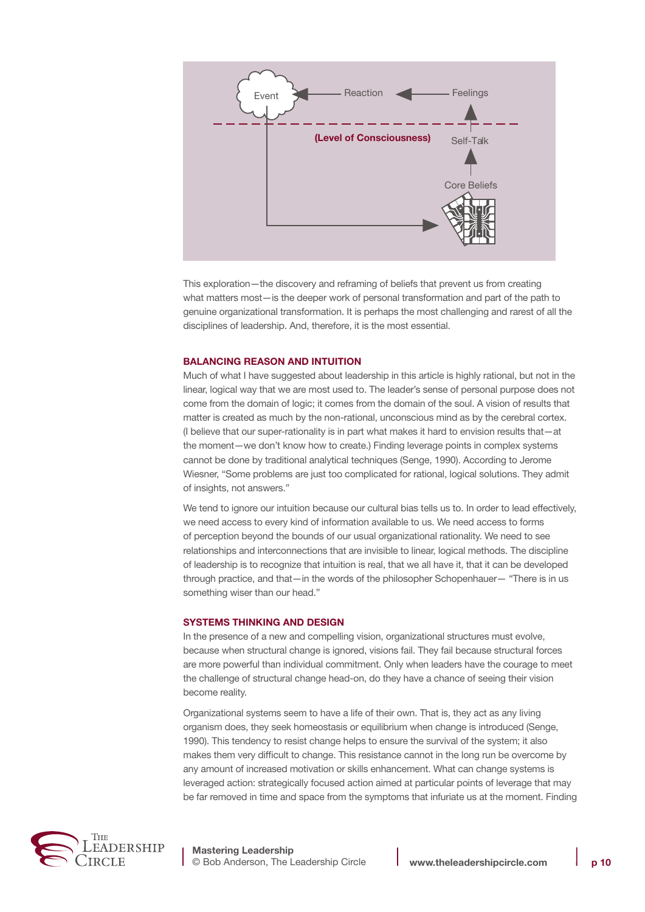This exploration—the discovery and reframing of beliefs that prevent us from creating what matters most—is the deeper work of personal transformation and part of the path to genuine organizational transformation. It is perhaps the most challenging and rarest of all the disciplines of leadership. And, therefore, it is the most essential.

## BALANCING REASON AND INTUITION

Much of what I have suggested about leadership in this article is highly rational, but not in the linear, logical way that we are most used to. The leader's sense of personal purpose does not come from the domain of logic; it comes from the domain of the soul. A vision of results that matter is created as much by the non-rational, unconscious mind as by the cerebral cortex. (I believe that our super-rationality is in part what makes it hard to envision results that—at the moment—we don't know how to create.) Finding leverage points in complex systems cannot be done by traditional analytical techniques (Senge, 1990). According to Jerome Wiesner, "Some problems are just too complicated for rational, logical solutions. They admit of insights, not answers."

We tend to ignore our intuition because our cultural bias tells us to. In order to lead effectively, we need access to every kind of information available to us. We need access to forms of perception beyond the bounds of our usual organizational rationality. We need to see relationships and interconnections that are invisible to linear, logical methods. The discipline of leadership is to recognize that intuition is real, that we all have it, that it can be developed through practice, and that—in the words of the philosopher Schopenhauer— "There is in us something wiser than our head."

## SYSTEMS THINKING AND DESIGN

In the presence of a new and compelling vision, organizational structures must evolve, because when structural change is ignored, visions fail. They fail because structural forces are more powerful than individual commitment. Only when leaders have the courage to meet the challenge of structural change head-on, do they have a chance of seeing their vision become reality.

Organizational systems seem to have a life of their own. That is, they act as any living organism does, they seek homeostasis or equilibrium when change is introduced (Senge, 1990). This tendency to resist change helps to ensure the survival of the system; it also makes them very difficult to change. This resistance cannot in the long run be overcome by any amount of increased motivation or skills enhancement. What can change systems is leveraged action: strategically focused action aimed at particular points of leverage that may be far removed in time and space from the symptoms that infuriate us at the moment. Finding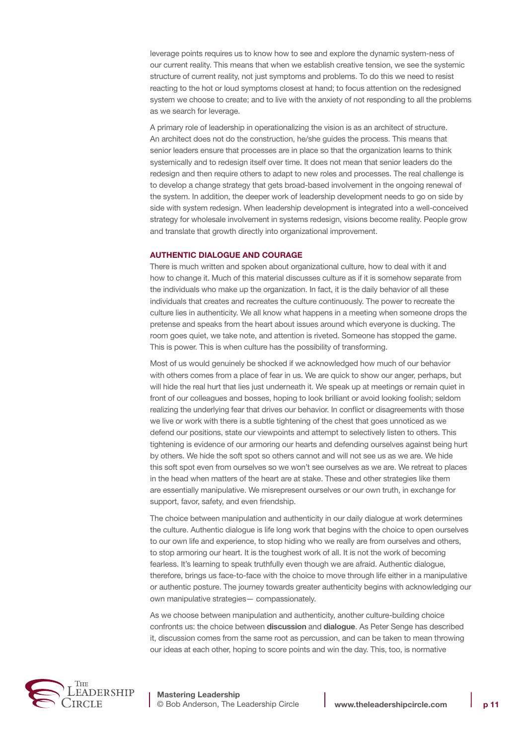leverage points requires us to know how to see and explore the dynamic system-ness of our current reality. This means that when we establish creative tension, we see the systemic structure of current reality, not just symptoms and problems. To do this we need to resist reacting to the hot or loud symptoms closest at hand; to focus attention on the redesigned system we choose to create; and to live with the anxiety of not responding to all the problems as we search for leverage.

A primary role of leadership in operationalizing the vision is as an architect of structure. An architect does not do the construction, he/she guides the process. This means that senior leaders ensure that processes are in place so that the organization learns to think systemically and to redesign itself over time. It does not mean that senior leaders do the redesign and then require others to adapt to new roles and processes. The real challenge is to develop a change strategy that gets broad-based involvement in the ongoing renewal of the system. In addition, the deeper work of leadership development needs to go on side by side with system redesign. When leadership development is integrated into a well-conceived strategy for wholesale involvement in systems redesign, visions become reality. People grow and translate that growth directly into organizational improvement.

### AUTHENTIC DIALOGUE AND COURAGE

There is much written and spoken about organizational culture, how to deal with it and how to change it. Much of this material discusses culture as if it is somehow separate from the individuals who make up the organization. In fact, it is the daily behavior of all these individuals that creates and recreates the culture continuously. The power to recreate the culture lies in authenticity. We all know what happens in a meeting when someone drops the pretense and speaks from the heart about issues around which everyone is ducking. The room goes quiet, we take note, and attention is riveted. Someone has stopped the game. This is power. This is when culture has the possibility of transforming.

Most of us would genuinely be shocked if we acknowledged how much of our behavior with others comes from a place of fear in us. We are quick to show our anger, perhaps, but will hide the real hurt that lies just underneath it. We speak up at meetings or remain quiet in front of our colleagues and bosses, hoping to look brilliant or avoid looking foolish; seldom realizing the underlying fear that drives our behavior. In conflict or disagreements with those we live or work with there is a subtle tightening of the chest that goes unnoticed as we defend our positions, state our viewpoints and attempt to selectively listen to others. This tightening is evidence of our armoring our hearts and defending ourselves against being hurt by others. We hide the soft spot so others cannot and will not see us as we are. We hide this soft spot even from ourselves so we won't see ourselves as we are. We retreat to places in the head when matters of the heart are at stake. These and other strategies like them are essentially manipulative. We misrepresent ourselves or our own truth, in exchange for support, favor, safety, and even friendship.

The choice between manipulation and authenticity in our daily dialogue at work determines the culture. Authentic dialogue is life long work that begins with the choice to open ourselves to our own life and experience, to stop hiding who we really are from ourselves and others, to stop armoring our heart. It is the toughest work of all. It is not the work of becoming fearless. It's learning to speak truthfully even though we are afraid. Authentic dialogue, therefore, brings us face-to-face with the choice to move through life either in a manipulative or authentic posture. The journey towards greater authenticity begins with acknowledging our own manipulative strategies— compassionately.

As we choose between manipulation and authenticity, another culture-building choice confronts us: the choice between **discussion** and **dialogue**. As Peter Senge has described it, discussion comes from the same root as percussion, and can be taken to mean throwing our ideas at each other, hoping to score points and win the day. This, too, is normative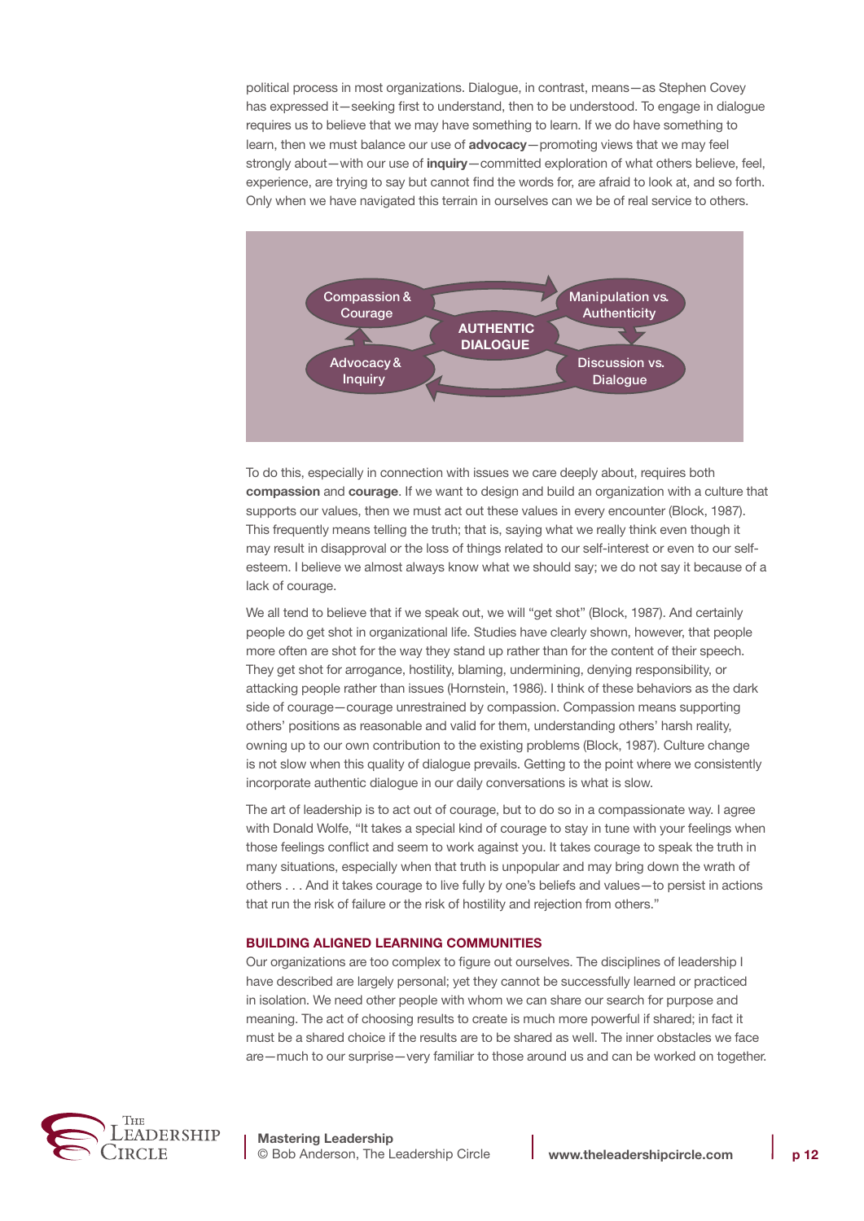political process in most organizations. Dialogue, in contrast, means—as Stephen Covey has expressed it—seeking first to understand, then to be understood. To engage in dialogue requires us to believe that we may have something to learn. If we do have something to learn, then we must balance our use of **advocacy**—promoting views that we may feel strongly about—with our use of **inquiry**—committed exploration of what others believe, feel, experience, are trying to say but cannot find the words for, are afraid to look at, and so forth. Only when we have navigated this terrain in ourselves can we be of real service to others.

Compassion & Courage | Manipulation vs. Authenticity | AUTHENTIC DIALOGUE | Advocacy & Inquiry | Discussion vs. Dialogue

To do this, especially in connection with issues we care deeply about, requires both **compassion** and **courage**. If we want to design and build an organization with a culture that supports our values, then we must act out these values in every encounter (Block, 1987). This frequently means telling the truth; that is, saying what we really think even though it may result in disapproval or the loss of things related to our self-interest or even to our self-esteem. I believe we almost always know what we should say; we do not say it because of a lack of courage.

We all tend to believe that if we speak out, we will "get shot" (Block, 1987). And certainly people do get shot in organizational life. Studies have clearly shown, however, that people more often are shot for the way they stand up rather than for the content of their speech. They get shot for arrogance, hostility, blaming, undermining, denying responsibility, or attacking people rather than issues (Hornstein, 1986). I think of these behaviors as the dark side of courage—courage unrestrained by compassion. Compassion means supporting others' positions as reasonable and valid for them, understanding others' harsh reality, owning up to our own contribution to the existing problems (Block, 1987). Culture change is not slow when this quality of dialogue prevails. Getting to the point where we consistently incorporate authentic dialogue in our daily conversations is what is slow.

The art of leadership is to act out of courage, but to do so in a compassionate way. I agree with Donald Wolfe, "It takes a special kind of courage to stay in tune with your feelings when those feelings conflict and seem to work against you. It takes courage to speak the truth in many situations, especially when that truth is unpopular and may bring down the wrath of others . . . And it takes courage to live fully by one's beliefs and values—to persist in actions that run the risk of failure or the risk of hostility and rejection from others."

## BUILDING ALIGNED LEARNING COMMUNITIES

Our organizations are too complex to figure out ourselves. The disciplines of leadership I have described are largely personal; yet they cannot be successfully learned or practiced in isolation. We need other people with whom we can share our search for purpose and meaning. The act of choosing results to create is much more powerful if shared; in fact it must be a shared choice if the results are to be shared as well. The inner obstacles we face are—much to our surprise—very familiar to those around us and can be worked on together.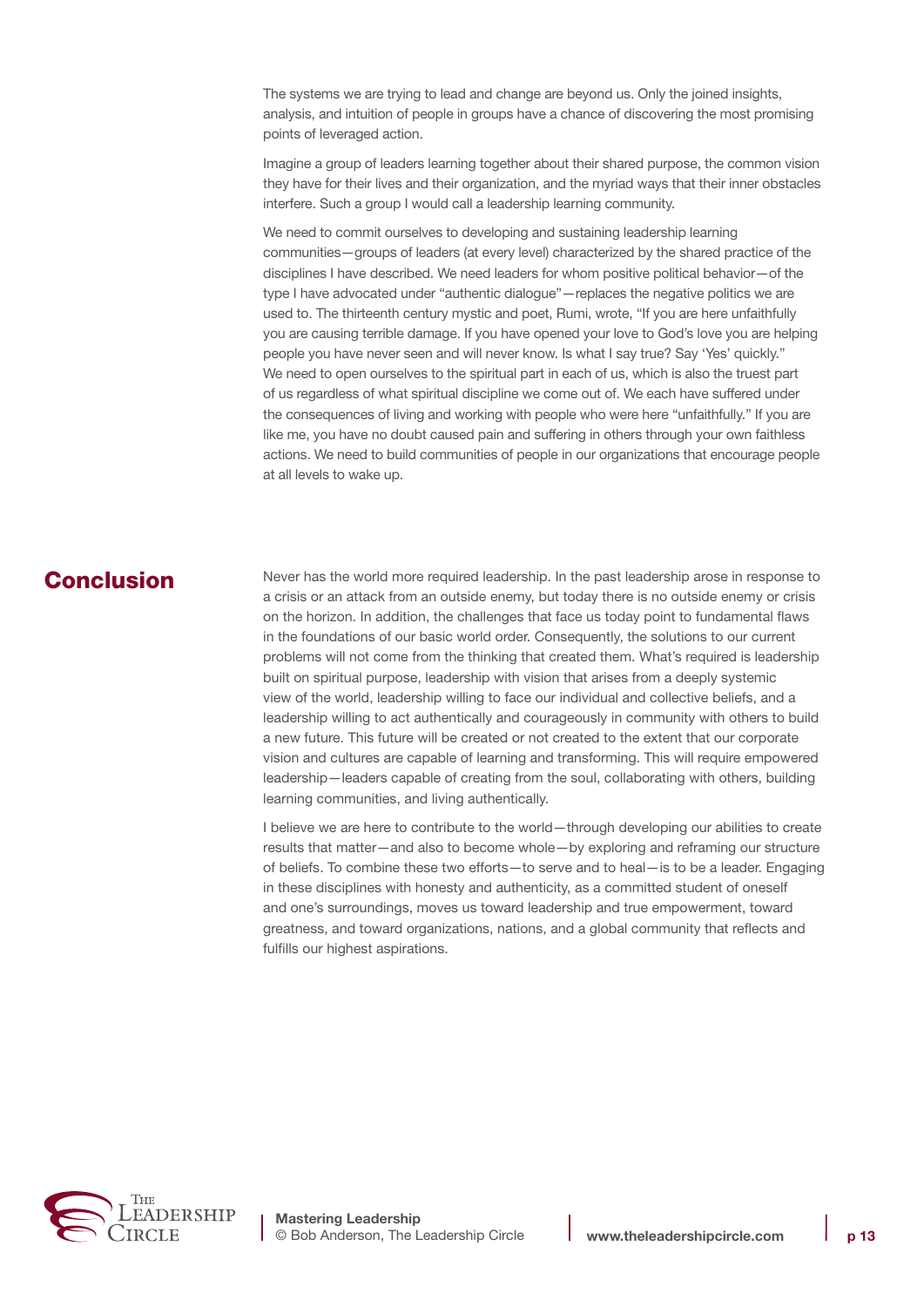The systems we are trying to lead and change are beyond us. Only the joined insights, analysis, and intuition of people in groups have a chance of discovering the most promising points of leveraged action.

Imagine a group of leaders learning together about their shared purpose, the common vision they have for their lives and their organization, and the myriad ways that their inner obstacles interfere. Such a group I would call a leadership learning community.

We need to commit ourselves to developing and sustaining leadership learning communities—groups of leaders (at every level) characterized by the shared practice of the disciplines I have described. We need leaders for whom positive political behavior—of the type I have advocated under "authentic dialogue"—replaces the negative politics we are used to. The thirteenth century mystic and poet, Rumi, wrote, "If you are here unfaithfully you are causing terrible damage. If you have opened your love to God's love you are helping people you have never seen and will never know. Is what I say true? Say 'Yes' quickly." We need to open ourselves to the spiritual part in each of us, which is also the truest part of us regardless of what spiritual discipline we come out of. We each have suffered under the consequences of living and working with people who were here "unfaithfully." If you are like me, you have no doubt caused pain and suffering in others through your own faithless actions. We need to build communities of people in our organizations that encourage people at all levels to wake up.

## Conclusion

Never has the world more required leadership. In the past leadership arose in response to a crisis or an attack from an outside enemy, but today there is no outside enemy or crisis on the horizon. In addition, the challenges that face us today point to fundamental flaws in the foundations of our basic world order. Consequently, the solutions to our current problems will not come from the thinking that created them. What's required is leadership built on spiritual purpose, leadership with vision that arises from a deeply systemic view of the world, leadership willing to face our individual and collective beliefs, and a leadership willing to act authentically and courageously in community with others to build a new future. This future will be created or not created to the extent that our corporate vision and cultures are capable of learning and transforming. This will require empowered leadership—leaders capable of creating from the soul, collaborating with others, building learning communities, and living authentically.

I believe we are here to contribute to the world—through developing our abilities to create results that matter—and also to become whole—by exploring and reframing our structure of beliefs. To combine these two efforts—to serve and to heal—is to be a leader. Engaging in these disciplines with honesty and authenticity, as a committed student of oneself and one's surroundings, moves us toward leadership and true empowerment, toward greatness, and toward organizations, nations, and a global community that reflects and fulfills our highest aspirations.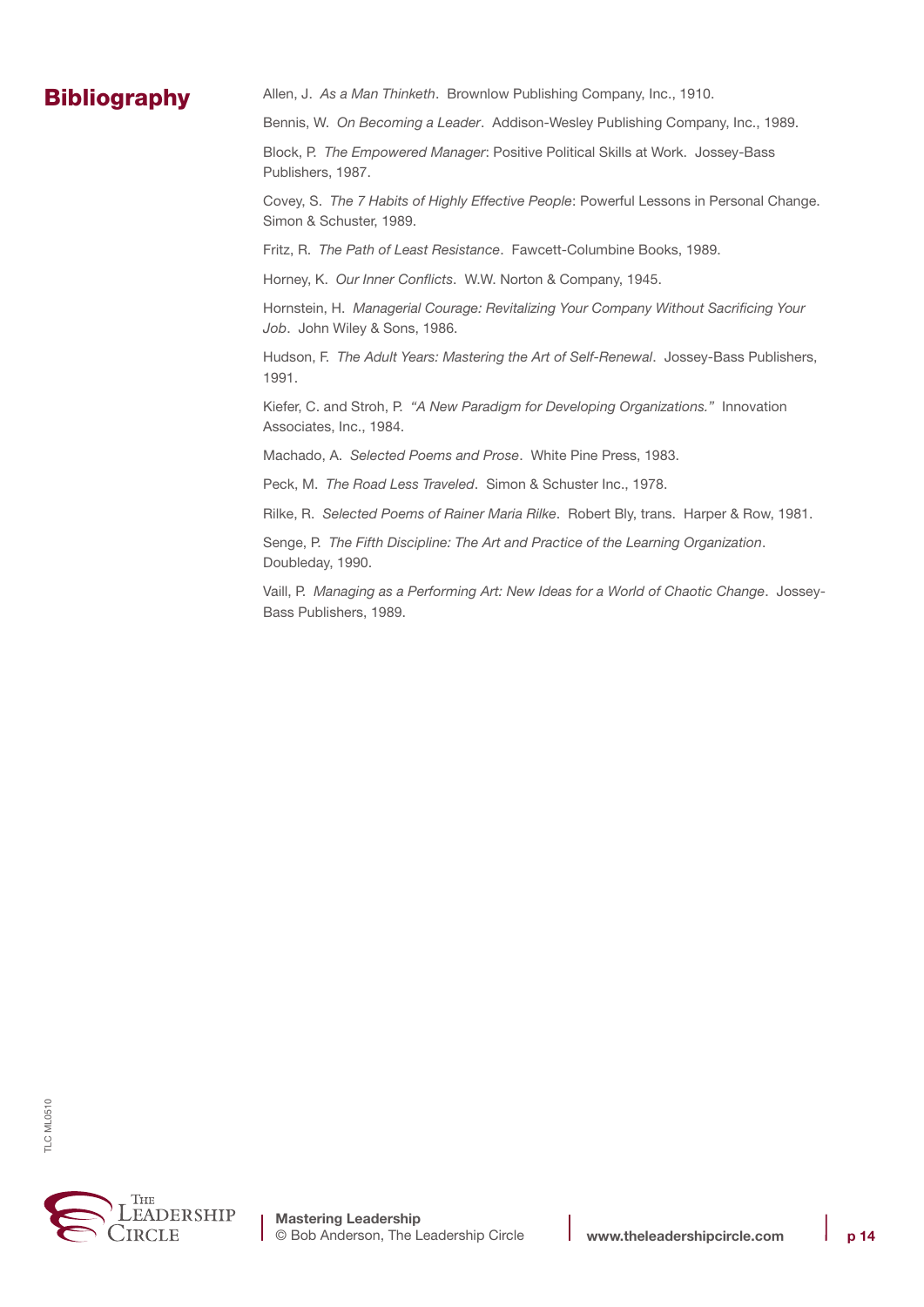# Bibliography

Allen, J. *As a Man Thinketh*. Brownlow Publishing Company, Inc., 1910.

Bennis, W. *On Becoming a Leader*. Addison-Wesley Publishing Company, Inc., 1989.

Block, P. *The Empowered Manager*: Positive Political Skills at Work. Jossey-Bass Publishers, 1987.

Covey, S. *The 7 Habits of Highly Effective People*: Powerful Lessons in Personal Change. Simon & Schuster, 1989.

Fritz, R. *The Path of Least Resistance*. Fawcett-Columbine Books, 1989.

Horney, K. *Our Inner Conflicts*. W.W. Norton & Company, 1945.

Hornstein, H. *Managerial Courage: Revitalizing Your Company Without Sacrificing Your Job*. John Wiley & Sons, 1986.

Hudson, F. *The Adult Years: Mastering the Art of Self-Renewal*. Jossey-Bass Publishers, 1991.

Kiefer, C. and Stroh, P. *"A New Paradigm for Developing Organizations."* Innovation Associates, Inc., 1984.

Machado, A. *Selected Poems and Prose*. White Pine Press, 1983.

Peck, M. *The Road Less Traveled*. Simon & Schuster Inc., 1978.

Rilke, R. *Selected Poems of Rainer Maria Rilke*. Robert Bly, trans. Harper & Row, 1981.

Senge, P. *The Fifth Discipline: The Art and Practice of the Learning Organization*. Doubleday, 1990.

Vaill, P. *Managing as a Performing Art: New Ideas for a World of Chaotic Change*. Jossey-Bass Publishers, 1989.